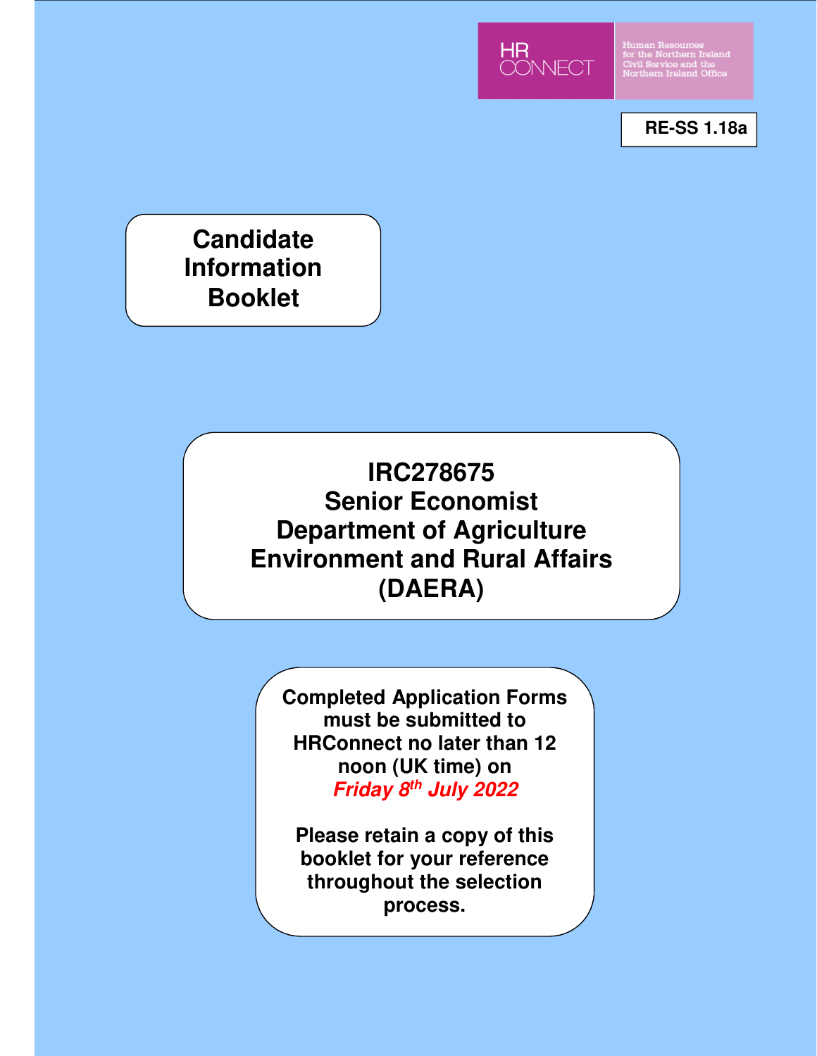HR CONNECT

Human Resources for the Northern Ireland Civil Service and the Northern Ireland Office

RE-SS 1.18a

# Candidate Information Booklet

# IRC278675
# Senior Economist
# Department of Agriculture Environment and Rural Affairs (DAERA)

**Completed Application Forms must be submitted to HRConnect no later than 12 noon (UK time) on *Friday 8th July 2022***

**Please retain a copy of this booklet for your reference throughout the selection process.**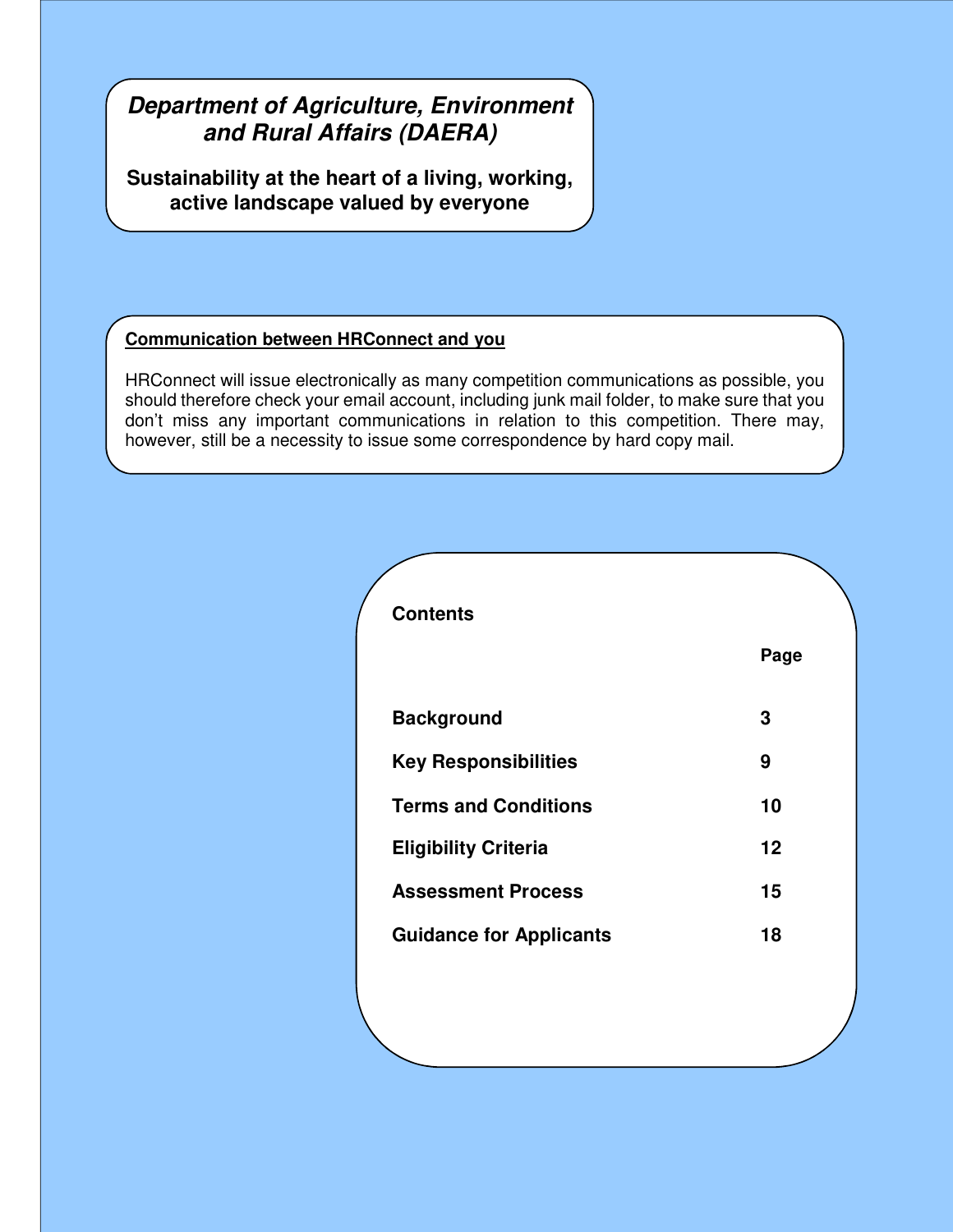***Department of Agriculture, Environment and Rural Affairs (DAERA)***

**Sustainability at the heart of a living, working, active landscape valued by everyone**

**<u>Communication between HRConnect and you</u>**

HRConnect will issue electronically as many competition communications as possible, you should therefore check your email account, including junk mail folder, to make sure that you don't miss any important communications in relation to this competition. There may, however, still be a necessity to issue some correspondence by hard copy mail.

**Contents**

| | **Page** |
|---|---|
| **Background** | **3** |
| **Key Responsibilities** | **9** |
| **Terms and Conditions** | **10** |
| **Eligibility Criteria** | **12** |
| **Assessment Process** | **15** |
| **Guidance for Applicants** | **18** |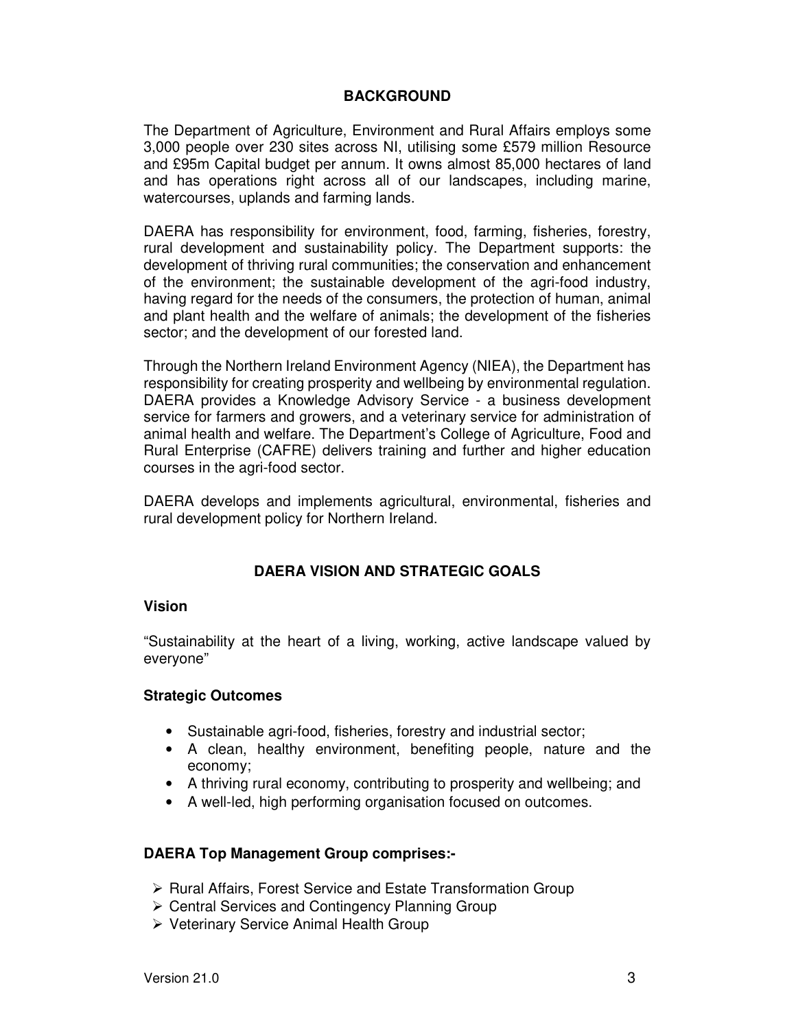## BACKGROUND

The Department of Agriculture, Environment and Rural Affairs employs some 3,000 people over 230 sites across NI, utilising some £579 million Resource and £95m Capital budget per annum. It owns almost 85,000 hectares of land and has operations right across all of our landscapes, including marine, watercourses, uplands and farming lands.

DAERA has responsibility for environment, food, farming, fisheries, forestry, rural development and sustainability policy. The Department supports: the development of thriving rural communities; the conservation and enhancement of the environment; the sustainable development of the agri-food industry, having regard for the needs of the consumers, the protection of human, animal and plant health and the welfare of animals; the development of the fisheries sector; and the development of our forested land.

Through the Northern Ireland Environment Agency (NIEA), the Department has responsibility for creating prosperity and wellbeing by environmental regulation. DAERA provides a Knowledge Advisory Service - a business development service for farmers and growers, and a veterinary service for administration of animal health and welfare. The Department's College of Agriculture, Food and Rural Enterprise (CAFRE) delivers training and further and higher education courses in the agri-food sector.

DAERA develops and implements agricultural, environmental, fisheries and rural development policy for Northern Ireland.

## DAERA VISION AND STRATEGIC GOALS

### Vision

"Sustainability at the heart of a living, working, active landscape valued by everyone"

### Strategic Outcomes

- Sustainable agri-food, fisheries, forestry and industrial sector;
- A clean, healthy environment, benefiting people, nature and the economy;
- A thriving rural economy, contributing to prosperity and wellbeing; and
- A well-led, high performing organisation focused on outcomes.

### DAERA Top Management Group comprises:-

- Rural Affairs, Forest Service and Estate Transformation Group
- Central Services and Contingency Planning Group
- Veterinary Service Animal Health Group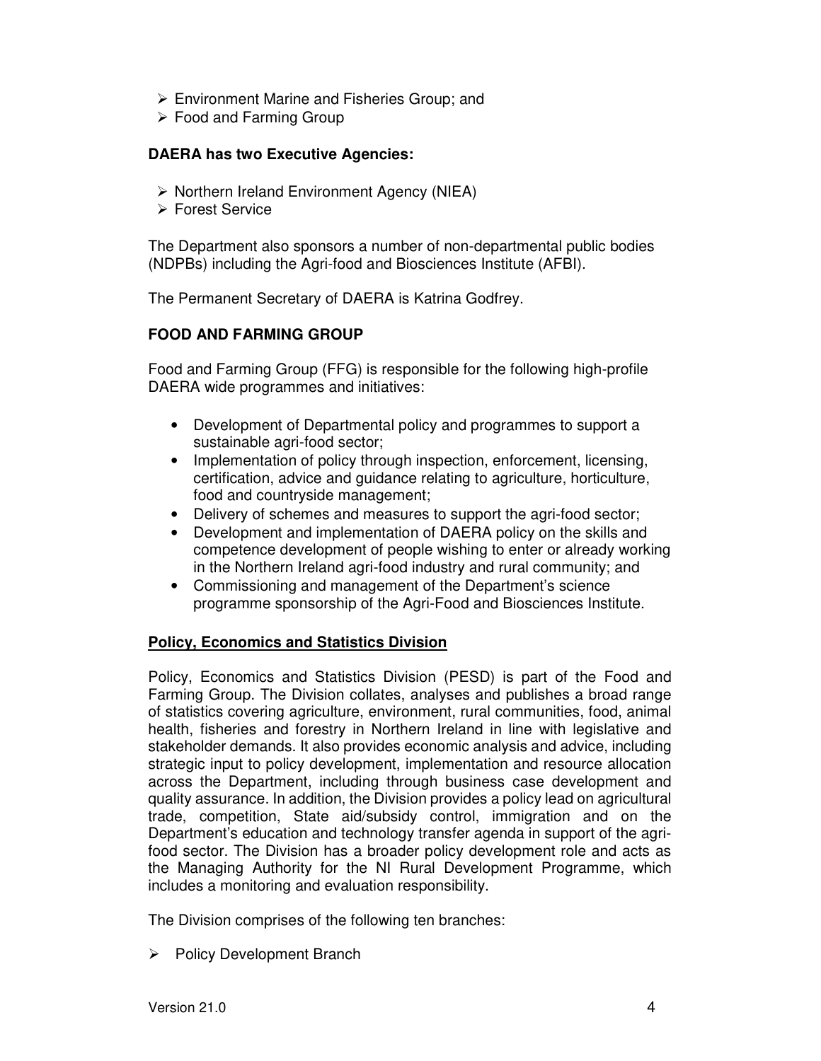- Environment Marine and Fisheries Group; and
- Food and Farming Group

**DAERA has two Executive Agencies:**

- Northern Ireland Environment Agency (NIEA)
- Forest Service

The Department also sponsors a number of non-departmental public bodies (NDPBs) including the Agri-food and Biosciences Institute (AFBI).

The Permanent Secretary of DAERA is Katrina Godfrey.

**FOOD AND FARMING GROUP**

Food and Farming Group (FFG) is responsible for the following high-profile DAERA wide programmes and initiatives:

- Development of Departmental policy and programmes to support a sustainable agri-food sector;
- Implementation of policy through inspection, enforcement, licensing, certification, advice and guidance relating to agriculture, horticulture, food and countryside management;
- Delivery of schemes and measures to support the agri-food sector;
- Development and implementation of DAERA policy on the skills and competence development of people wishing to enter or already working in the Northern Ireland agri-food industry and rural community; and
- Commissioning and management of the Department's science programme sponsorship of the Agri-Food and Biosciences Institute.

**Policy, Economics and Statistics Division**

Policy, Economics and Statistics Division (PESD) is part of the Food and Farming Group. The Division collates, analyses and publishes a broad range of statistics covering agriculture, environment, rural communities, food, animal health, fisheries and forestry in Northern Ireland in line with legislative and stakeholder demands. It also provides economic analysis and advice, including strategic input to policy development, implementation and resource allocation across the Department, including through business case development and quality assurance. In addition, the Division provides a policy lead on agricultural trade, competition, State aid/subsidy control, immigration and on the Department's education and technology transfer agenda in support of the agri-food sector. The Division has a broader policy development role and acts as the Managing Authority for the NI Rural Development Programme, which includes a monitoring and evaluation responsibility.

The Division comprises of the following ten branches:

- Policy Development Branch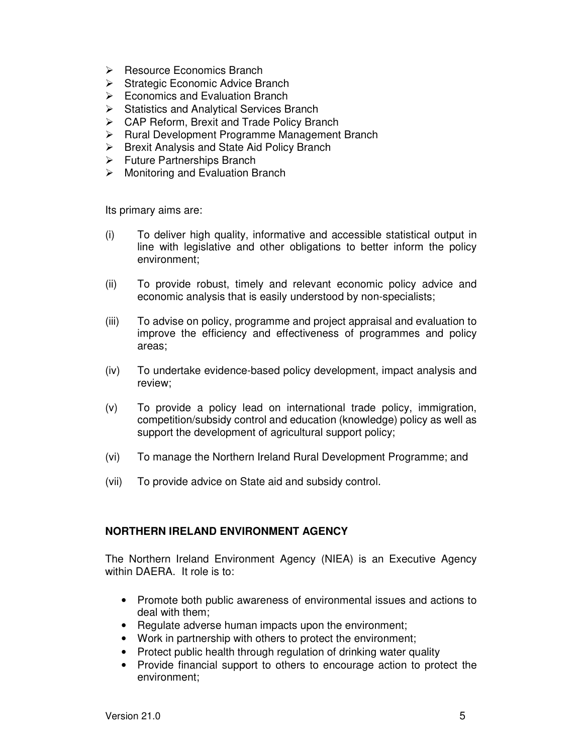- Resource Economics Branch
- Strategic Economic Advice Branch
- Economics and Evaluation Branch
- Statistics and Analytical Services Branch
- CAP Reform, Brexit and Trade Policy Branch
- Rural Development Programme Management Branch
- Brexit Analysis and State Aid Policy Branch
- Future Partnerships Branch
- Monitoring and Evaluation Branch

Its primary aims are:

(i) To deliver high quality, informative and accessible statistical output in line with legislative and other obligations to better inform the policy environment;

(ii) To provide robust, timely and relevant economic policy advice and economic analysis that is easily understood by non-specialists;

(iii) To advise on policy, programme and project appraisal and evaluation to improve the efficiency and effectiveness of programmes and policy areas;

(iv) To undertake evidence-based policy development, impact analysis and review;

(v) To provide a policy lead on international trade policy, immigration, competition/subsidy control and education (knowledge) policy as well as support the development of agricultural support policy;

(vi) To manage the Northern Ireland Rural Development Programme; and

(vii) To provide advice on State aid and subsidy control.

**NORTHERN IRELAND ENVIRONMENT AGENCY**

The Northern Ireland Environment Agency (NIEA) is an Executive Agency within DAERA. It role is to:

- Promote both public awareness of environmental issues and actions to deal with them;
- Regulate adverse human impacts upon the environment;
- Work in partnership with others to protect the environment;
- Protect public health through regulation of drinking water quality
- Provide financial support to others to encourage action to protect the environment;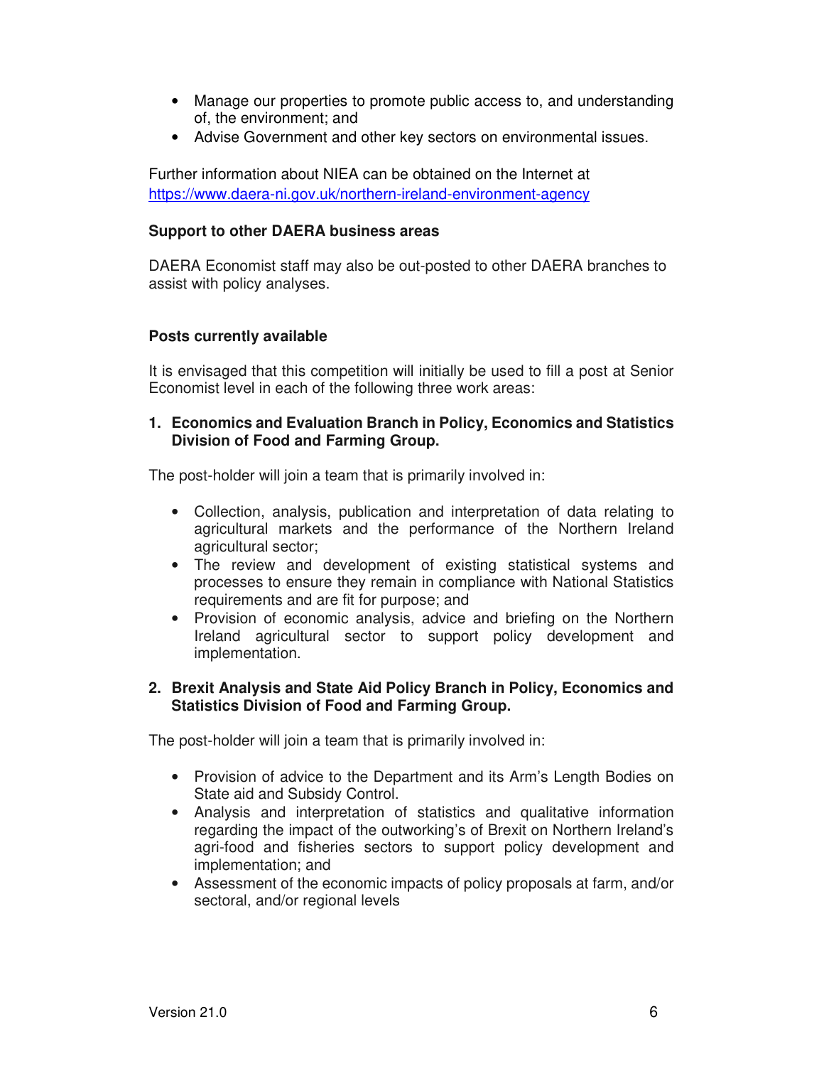- Manage our properties to promote public access to, and understanding of, the environment; and
- Advise Government and other key sectors on environmental issues.

Further information about NIEA can be obtained on the Internet at https://www.daera-ni.gov.uk/northern-ireland-environment-agency

**Support to other DAERA business areas**

DAERA Economist staff may also be out-posted to other DAERA branches to assist with policy analyses.

**Posts currently available**

It is envisaged that this competition will initially be used to fill a post at Senior Economist level in each of the following three work areas:

**1. Economics and Evaluation Branch in Policy, Economics and Statistics Division of Food and Farming Group.**

The post-holder will join a team that is primarily involved in:

- Collection, analysis, publication and interpretation of data relating to agricultural markets and the performance of the Northern Ireland agricultural sector;
- The review and development of existing statistical systems and processes to ensure they remain in compliance with National Statistics requirements and are fit for purpose; and
- Provision of economic analysis, advice and briefing on the Northern Ireland agricultural sector to support policy development and implementation.

**2. Brexit Analysis and State Aid Policy Branch in Policy, Economics and Statistics Division of Food and Farming Group.**

The post-holder will join a team that is primarily involved in:

- Provision of advice to the Department and its Arm's Length Bodies on State aid and Subsidy Control.
- Analysis and interpretation of statistics and qualitative information regarding the impact of the outworking's of Brexit on Northern Ireland's agri-food and fisheries sectors to support policy development and implementation; and
- Assessment of the economic impacts of policy proposals at farm, and/or sectoral, and/or regional levels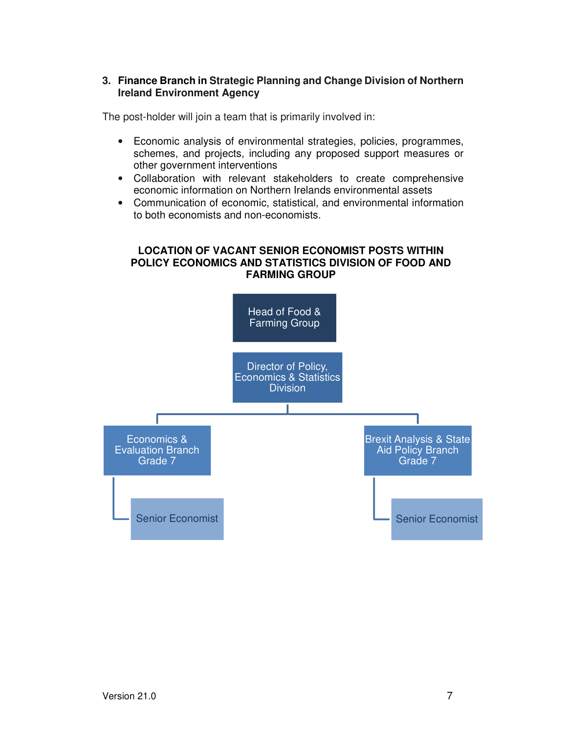3. **Finance Branch in Strategic Planning and Change Division of Northern Ireland Environment Agency**

The post-holder will join a team that is primarily involved in:

- Economic analysis of environmental strategies, policies, programmes, schemes, and projects, including any proposed support measures or other government interventions
- Collaboration with relevant stakeholders to create comprehensive economic information on Northern Irelands environmental assets
- Communication of economic, statistical, and environmental information to both economists and non-economists.

**LOCATION OF VACANT SENIOR ECONOMIST POSTS WITHIN POLICY ECONOMICS AND STATISTICS DIVISION OF FOOD AND FARMING GROUP**

- Head of Food & Farming Group
  - Director of Policy, Economics & Statistics Division
    - Economics & Evaluation Branch Grade 7
      - Senior Economist
    - Brexit Analysis & State Aid Policy Branch Grade 7
      - Senior Economist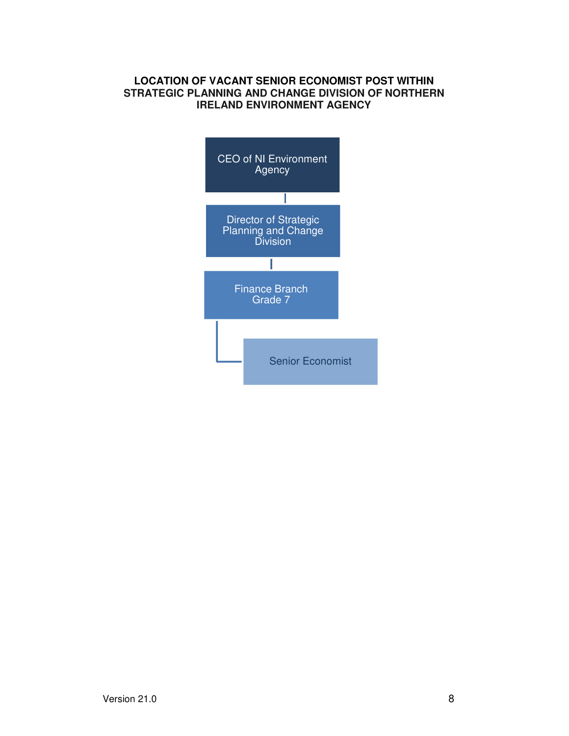**LOCATION OF VACANT SENIOR ECONOMIST POST WITHIN STRATEGIC PLANNING AND CHANGE DIVISION OF NORTHERN IRELAND ENVIRONMENT AGENCY**

CEO of NI Environment Agency

Director of Strategic Planning and Change Division

Finance Branch Grade 7

Senior Economist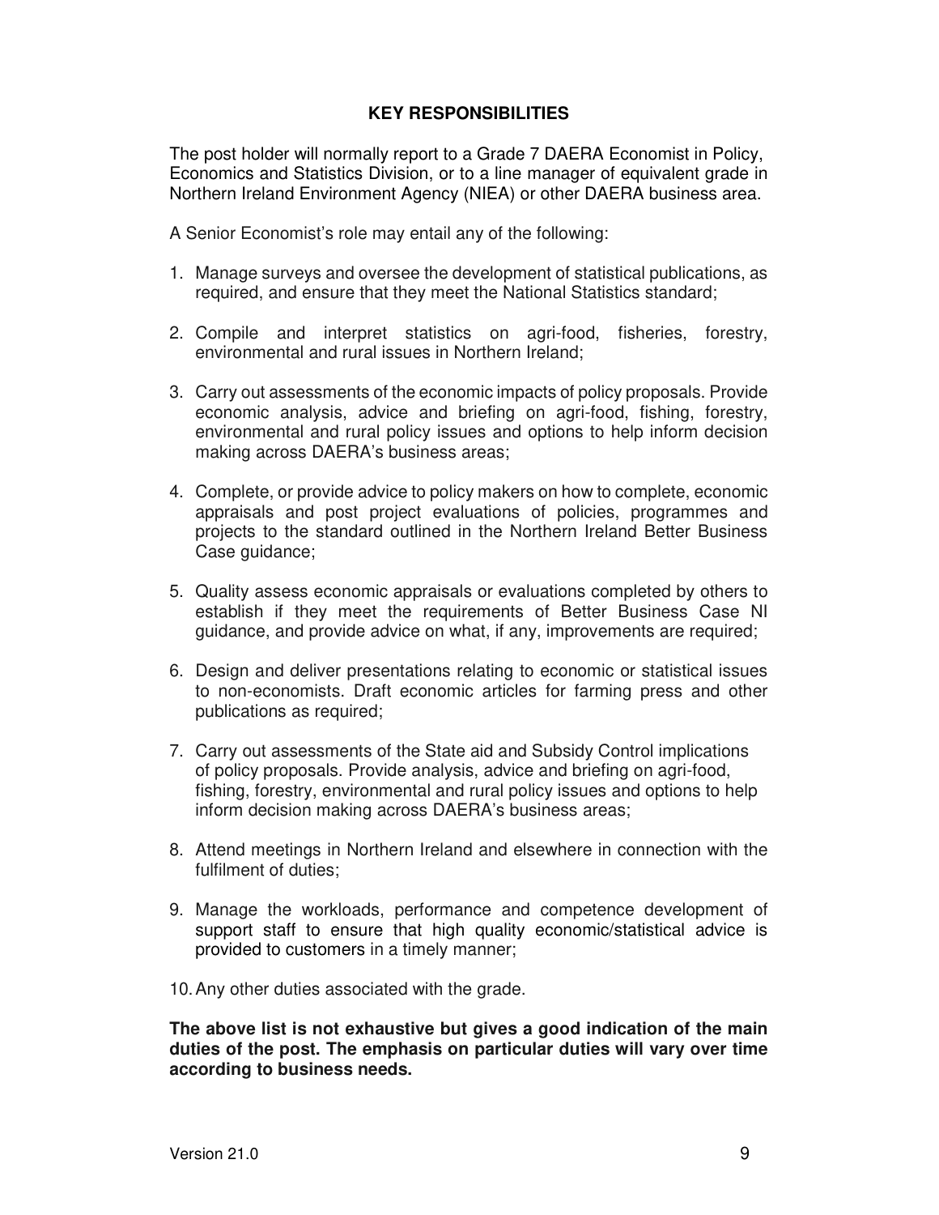## KEY RESPONSIBILITIES

The post holder will normally report to a Grade 7 DAERA Economist in Policy, Economics and Statistics Division, or to a line manager of equivalent grade in Northern Ireland Environment Agency (NIEA) or other DAERA business area.

A Senior Economist's role may entail any of the following:

1. Manage surveys and oversee the development of statistical publications, as required, and ensure that they meet the National Statistics standard;

2. Compile and interpret statistics on agri-food, fisheries, forestry, environmental and rural issues in Northern Ireland;

3. Carry out assessments of the economic impacts of policy proposals. Provide economic analysis, advice and briefing on agri-food, fishing, forestry, environmental and rural policy issues and options to help inform decision making across DAERA's business areas;

4. Complete, or provide advice to policy makers on how to complete, economic appraisals and post project evaluations of policies, programmes and projects to the standard outlined in the Northern Ireland Better Business Case guidance;

5. Quality assess economic appraisals or evaluations completed by others to establish if they meet the requirements of Better Business Case NI guidance, and provide advice on what, if any, improvements are required;

6. Design and deliver presentations relating to economic or statistical issues to non-economists. Draft economic articles for farming press and other publications as required;

7. Carry out assessments of the State aid and Subsidy Control implications of policy proposals. Provide analysis, advice and briefing on agri-food, fishing, forestry, environmental and rural policy issues and options to help inform decision making across DAERA's business areas;

8. Attend meetings in Northern Ireland and elsewhere in connection with the fulfilment of duties;

9. Manage the workloads, performance and competence development of support staff to ensure that high quality economic/statistical advice is provided to customers in a timely manner;

10. Any other duties associated with the grade.

**The above list is not exhaustive but gives a good indication of the main duties of the post. The emphasis on particular duties will vary over time according to business needs.**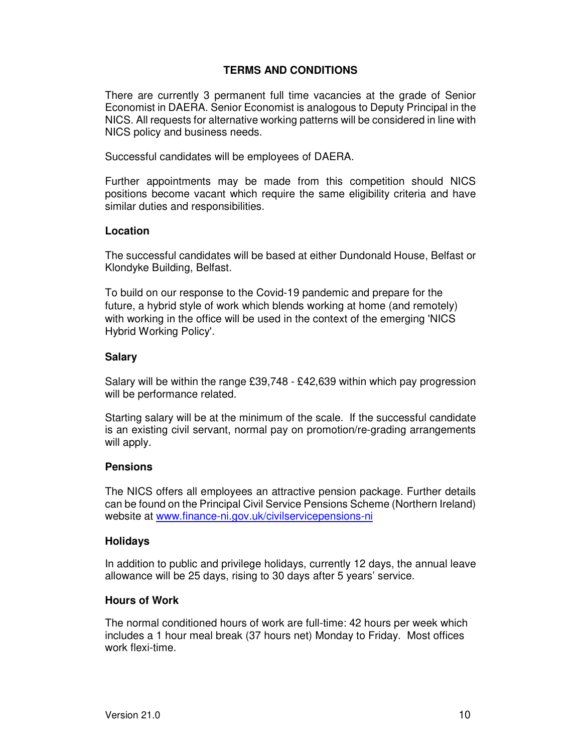## TERMS AND CONDITIONS

There are currently 3 permanent full time vacancies at the grade of Senior Economist in DAERA. Senior Economist is analogous to Deputy Principal in the NICS. All requests for alternative working patterns will be considered in line with NICS policy and business needs.

Successful candidates will be employees of DAERA.

Further appointments may be made from this competition should NICS positions become vacant which require the same eligibility criteria and have similar duties and responsibilities.

### Location

The successful candidates will be based at either Dundonald House, Belfast or Klondyke Building, Belfast.

To build on our response to the Covid-19 pandemic and prepare for the future, a hybrid style of work which blends working at home (and remotely) with working in the office will be used in the context of the emerging 'NICS Hybrid Working Policy'.

### Salary

Salary will be within the range £39,748 - £42,639 within which pay progression will be performance related.

Starting salary will be at the minimum of the scale. If the successful candidate is an existing civil servant, normal pay on promotion/re-grading arrangements will apply.

### Pensions

The NICS offers all employees an attractive pension package. Further details can be found on the Principal Civil Service Pensions Scheme (Northern Ireland) website at [www.finance-ni.gov.uk/civilservicepensions-ni](http://www.finance-ni.gov.uk/civilservicepensions-ni)

### Holidays

In addition to public and privilege holidays, currently 12 days, the annual leave allowance will be 25 days, rising to 30 days after 5 years' service.

### Hours of Work

The normal conditioned hours of work are full-time: 42 hours per week which includes a 1 hour meal break (37 hours net) Monday to Friday. Most offices work flexi-time.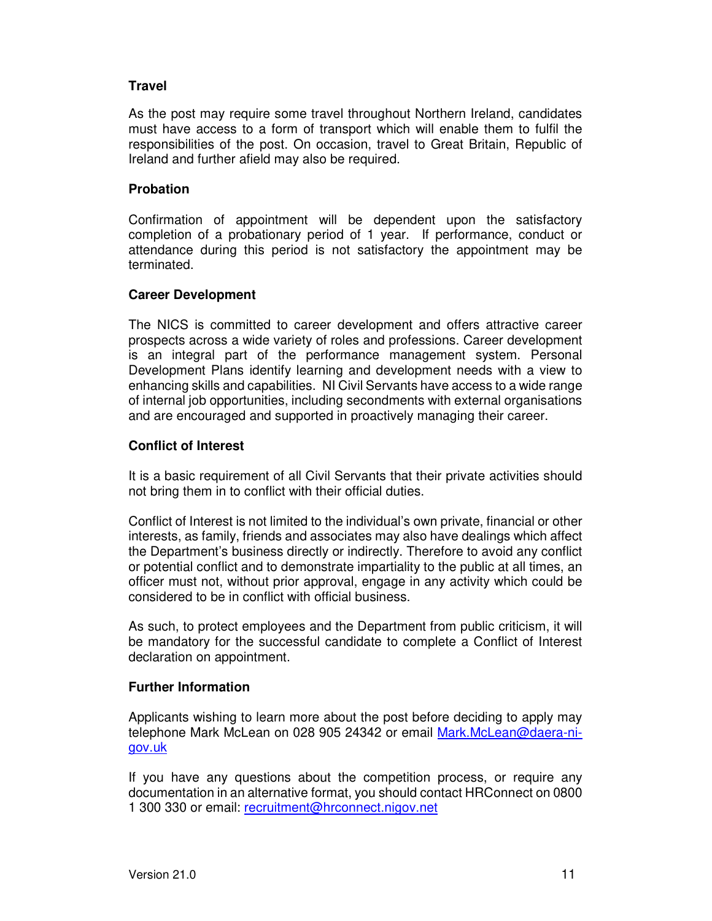**Travel**

As the post may require some travel throughout Northern Ireland, candidates must have access to a form of transport which will enable them to fulfil the responsibilities of the post. On occasion, travel to Great Britain, Republic of Ireland and further afield may also be required.

**Probation**

Confirmation of appointment will be dependent upon the satisfactory completion of a probationary period of 1 year. If performance, conduct or attendance during this period is not satisfactory the appointment may be terminated.

**Career Development**

The NICS is committed to career development and offers attractive career prospects across a wide variety of roles and professions. Career development is an integral part of the performance management system. Personal Development Plans identify learning and development needs with a view to enhancing skills and capabilities. NI Civil Servants have access to a wide range of internal job opportunities, including secondments with external organisations and are encouraged and supported in proactively managing their career.

**Conflict of Interest**

It is a basic requirement of all Civil Servants that their private activities should not bring them in to conflict with their official duties.

Conflict of Interest is not limited to the individual's own private, financial or other interests, as family, friends and associates may also have dealings which affect the Department's business directly or indirectly. Therefore to avoid any conflict or potential conflict and to demonstrate impartiality to the public at all times, an officer must not, without prior approval, engage in any activity which could be considered to be in conflict with official business.

As such, to protect employees and the Department from public criticism, it will be mandatory for the successful candidate to complete a Conflict of Interest declaration on appointment.

**Further Information**

Applicants wishing to learn more about the post before deciding to apply may telephone Mark McLean on 028 905 24342 or email Mark.McLean@daera-ni-gov.uk

If you have any questions about the competition process, or require any documentation in an alternative format, you should contact HRConnect on 0800 1 300 330 or email: recruitment@hrconnect.nigov.net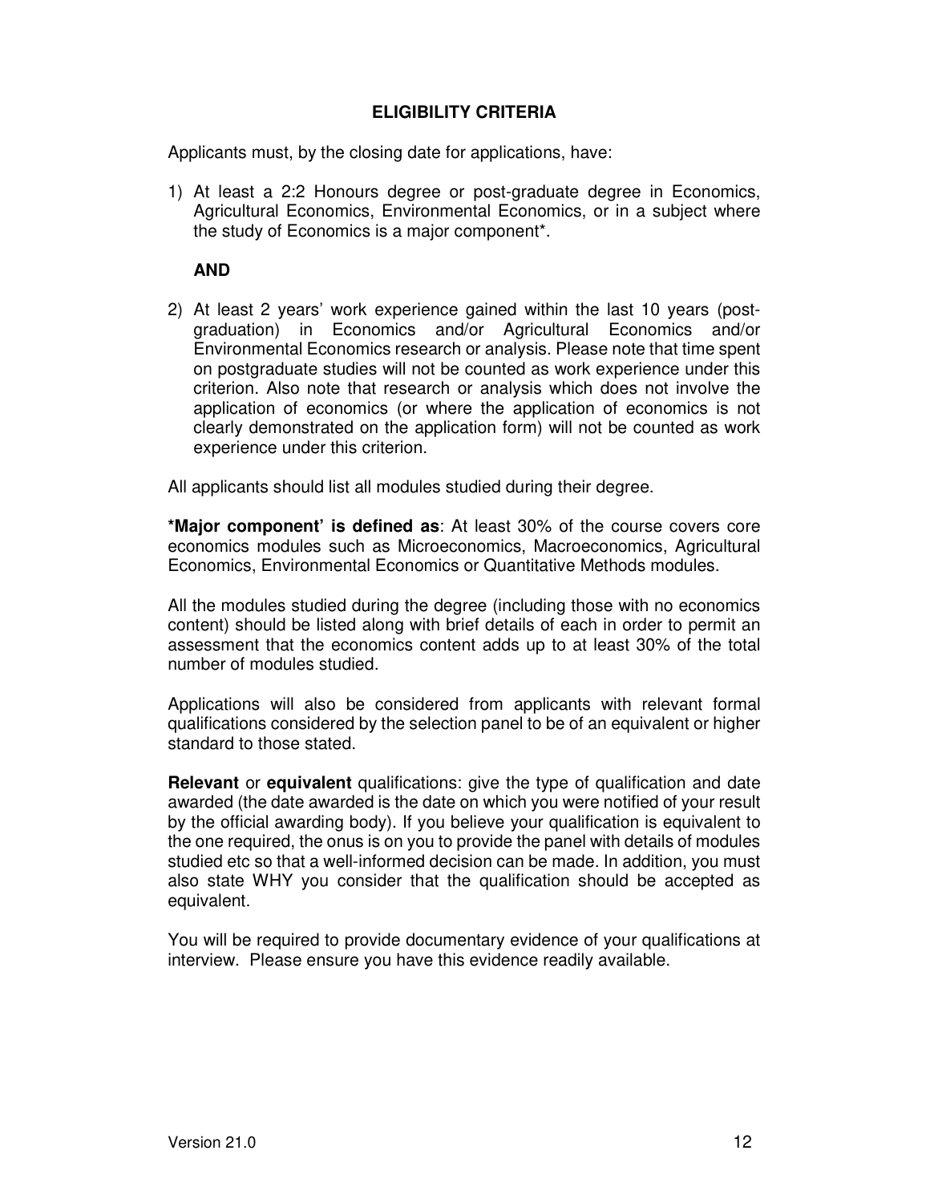## ELIGIBILITY CRITERIA

Applicants must, by the closing date for applications, have:

1) At least a 2:2 Honours degree or post-graduate degree in Economics, Agricultural Economics, Environmental Economics, or in a subject where the study of Economics is a major component*.

   **AND**

2) At least 2 years' work experience gained within the last 10 years (post-graduation) in Economics and/or Agricultural Economics and/or Environmental Economics research or analysis. Please note that time spent on postgraduate studies will not be counted as work experience under this criterion. Also note that research or analysis which does not involve the application of economics (or where the application of economics is not clearly demonstrated on the application form) will not be counted as work experience under this criterion.

All applicants should list all modules studied during their degree.

**\*Major component' is defined as**: At least 30% of the course covers core economics modules such as Microeconomics, Macroeconomics, Agricultural Economics, Environmental Economics or Quantitative Methods modules.

All the modules studied during the degree (including those with no economics content) should be listed along with brief details of each in order to permit an assessment that the economics content adds up to at least 30% of the total number of modules studied.

Applications will also be considered from applicants with relevant formal qualifications considered by the selection panel to be of an equivalent or higher standard to those stated.

**Relevant** or **equivalent** qualifications: give the type of qualification and date awarded (the date awarded is the date on which you were notified of your result by the official awarding body). If you believe your qualification is equivalent to the one required, the onus is on you to provide the panel with details of modules studied etc so that a well-informed decision can be made. In addition, you must also state WHY you consider that the qualification should be accepted as equivalent.

You will be required to provide documentary evidence of your qualifications at interview. Please ensure you have this evidence readily available.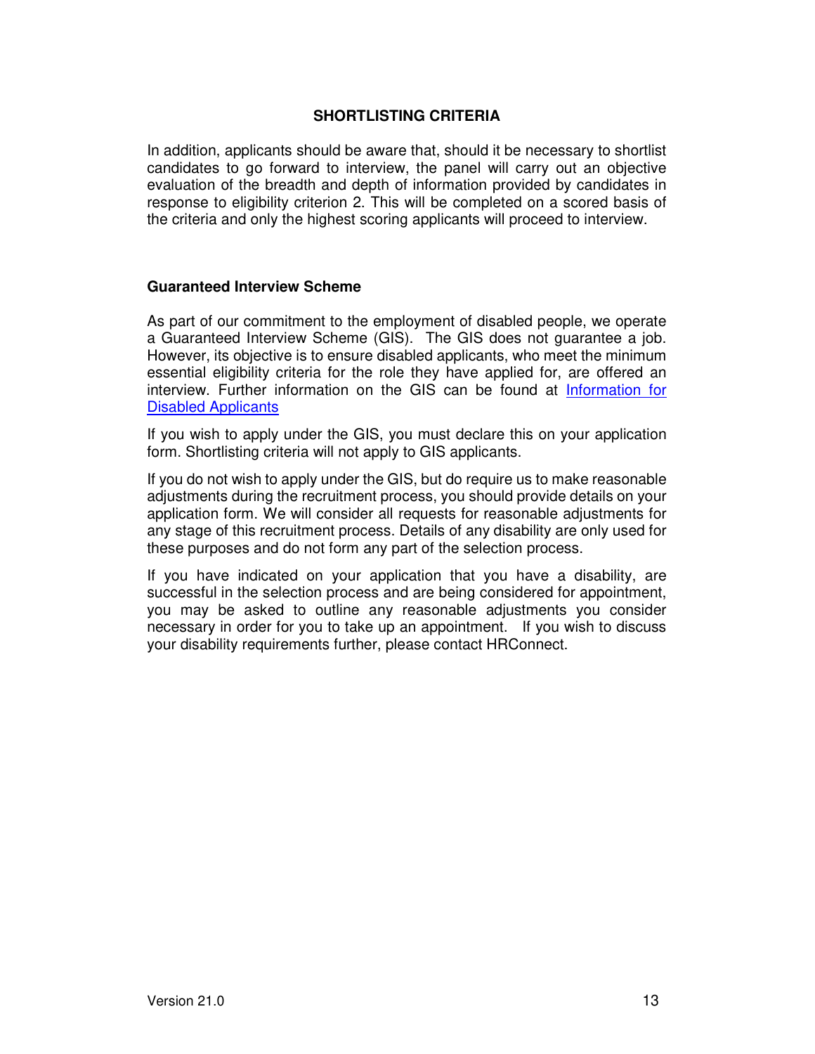## SHORTLISTING CRITERIA

In addition, applicants should be aware that, should it be necessary to shortlist candidates to go forward to interview, the panel will carry out an objective evaluation of the breadth and depth of information provided by candidates in response to eligibility criterion 2. This will be completed on a scored basis of the criteria and only the highest scoring applicants will proceed to interview.

### Guaranteed Interview Scheme

As part of our commitment to the employment of disabled people, we operate a Guaranteed Interview Scheme (GIS). The GIS does not guarantee a job. However, its objective is to ensure disabled applicants, who meet the minimum essential eligibility criteria for the role they have applied for, are offered an interview. Further information on the GIS can be found at Information for Disabled Applicants

If you wish to apply under the GIS, you must declare this on your application form. Shortlisting criteria will not apply to GIS applicants.

If you do not wish to apply under the GIS, but do require us to make reasonable adjustments during the recruitment process, you should provide details on your application form. We will consider all requests for reasonable adjustments for any stage of this recruitment process. Details of any disability are only used for these purposes and do not form any part of the selection process.

If you have indicated on your application that you have a disability, are successful in the selection process and are being considered for appointment, you may be asked to outline any reasonable adjustments you consider necessary in order for you to take up an appointment. If you wish to discuss your disability requirements further, please contact HRConnect.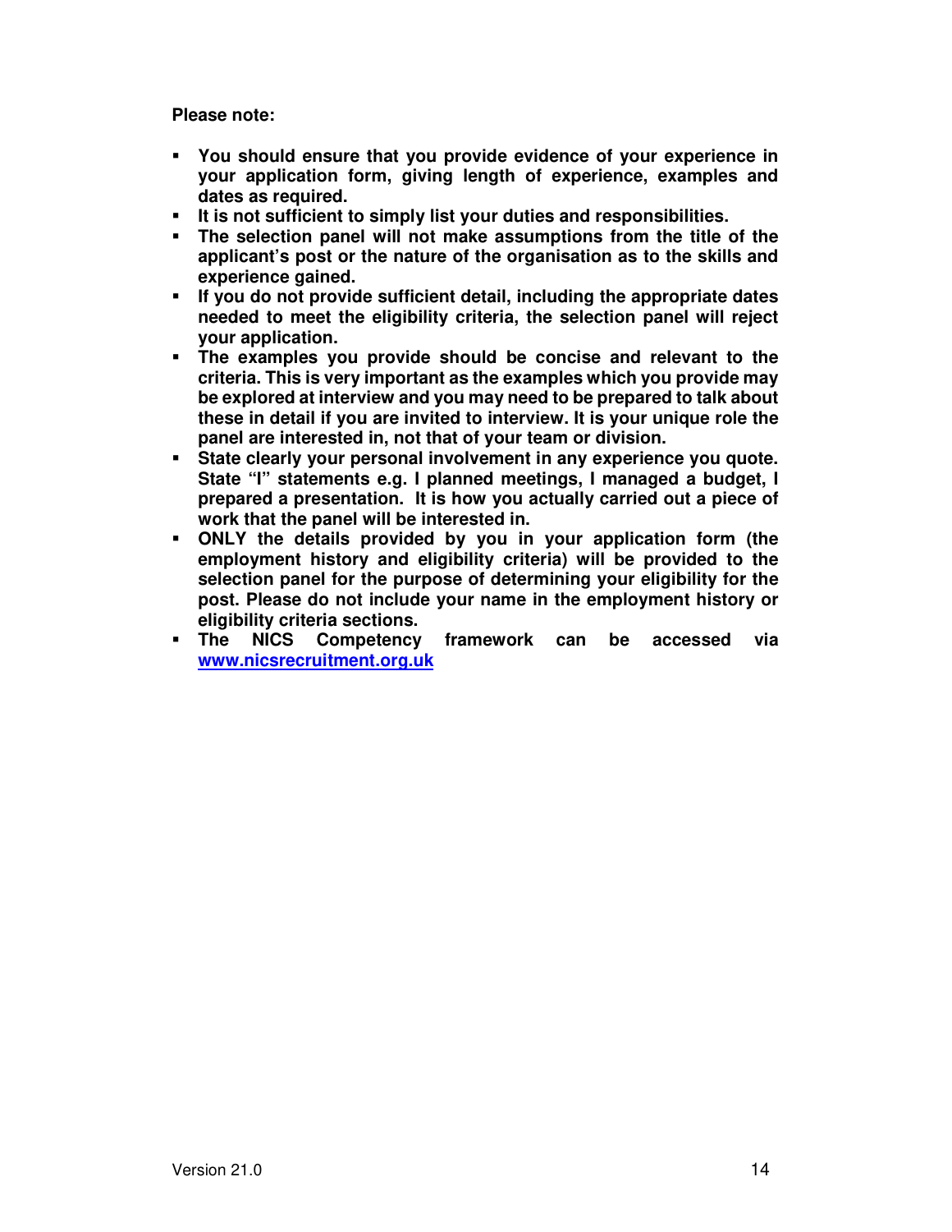**Please note:**

- **You should ensure that you provide evidence of your experience in your application form, giving length of experience, examples and dates as required.**
- **It is not sufficient to simply list your duties and responsibilities.**
- **The selection panel will not make assumptions from the title of the applicant's post or the nature of the organisation as to the skills and experience gained.**
- **If you do not provide sufficient detail, including the appropriate dates needed to meet the eligibility criteria, the selection panel will reject your application.**
- **The examples you provide should be concise and relevant to the criteria. This is very important as the examples which you provide may be explored at interview and you may need to be prepared to talk about these in detail if you are invited to interview. It is your unique role the panel are interested in, not that of your team or division.**
- **State clearly your personal involvement in any experience you quote. State "I" statements e.g. I planned meetings, I managed a budget, I prepared a presentation. It is how you actually carried out a piece of work that the panel will be interested in.**
- **ONLY the details provided by you in your application form (the employment history and eligibility criteria) will be provided to the selection panel for the purpose of determining your eligibility for the post. Please do not include your name in the employment history or eligibility criteria sections.**
- **The NICS Competency framework can be accessed via [www.nicsrecruitment.org.uk](www.nicsrecruitment.org.uk)**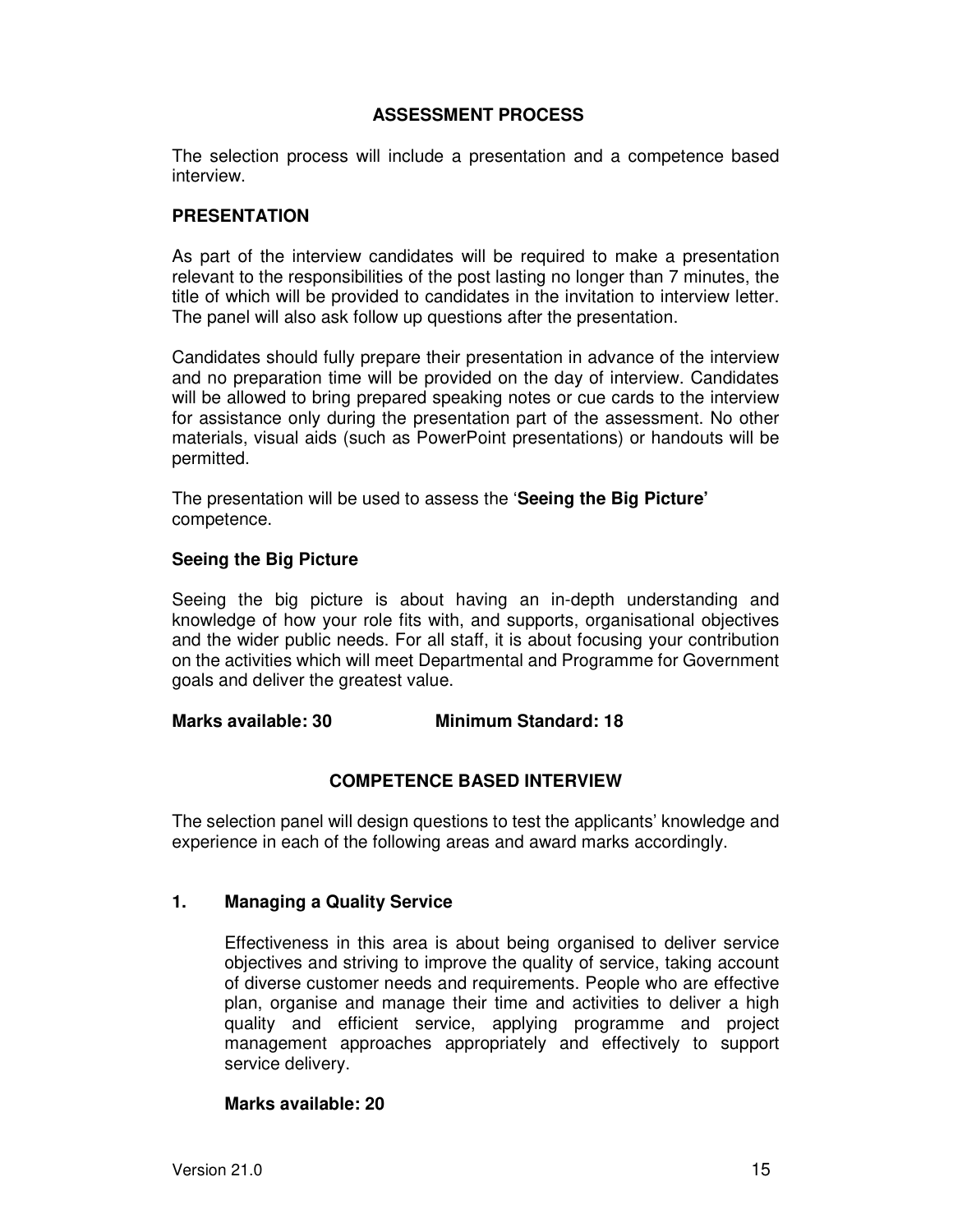## ASSESSMENT PROCESS

The selection process will include a presentation and a competence based interview.

### PRESENTATION

As part of the interview candidates will be required to make a presentation relevant to the responsibilities of the post lasting no longer than 7 minutes, the title of which will be provided to candidates in the invitation to interview letter. The panel will also ask follow up questions after the presentation.

Candidates should fully prepare their presentation in advance of the interview and no preparation time will be provided on the day of interview. Candidates will be allowed to bring prepared speaking notes or cue cards to the interview for assistance only during the presentation part of the assessment. No other materials, visual aids (such as PowerPoint presentations) or handouts will be permitted.

The presentation will be used to assess the '**Seeing the Big Picture'** competence.

### Seeing the Big Picture

Seeing the big picture is about having an in-depth understanding and knowledge of how your role fits with, and supports, organisational objectives and the wider public needs. For all staff, it is about focusing your contribution on the activities which will meet Departmental and Programme for Government goals and deliver the greatest value.

**Marks available: 30** **Minimum Standard: 18**

## COMPETENCE BASED INTERVIEW

The selection panel will design questions to test the applicants' knowledge and experience in each of the following areas and award marks accordingly.

### 1. Managing a Quality Service

Effectiveness in this area is about being organised to deliver service objectives and striving to improve the quality of service, taking account of diverse customer needs and requirements. People who are effective plan, organise and manage their time and activities to deliver a high quality and efficient service, applying programme and project management approaches appropriately and effectively to support service delivery.

**Marks available: 20**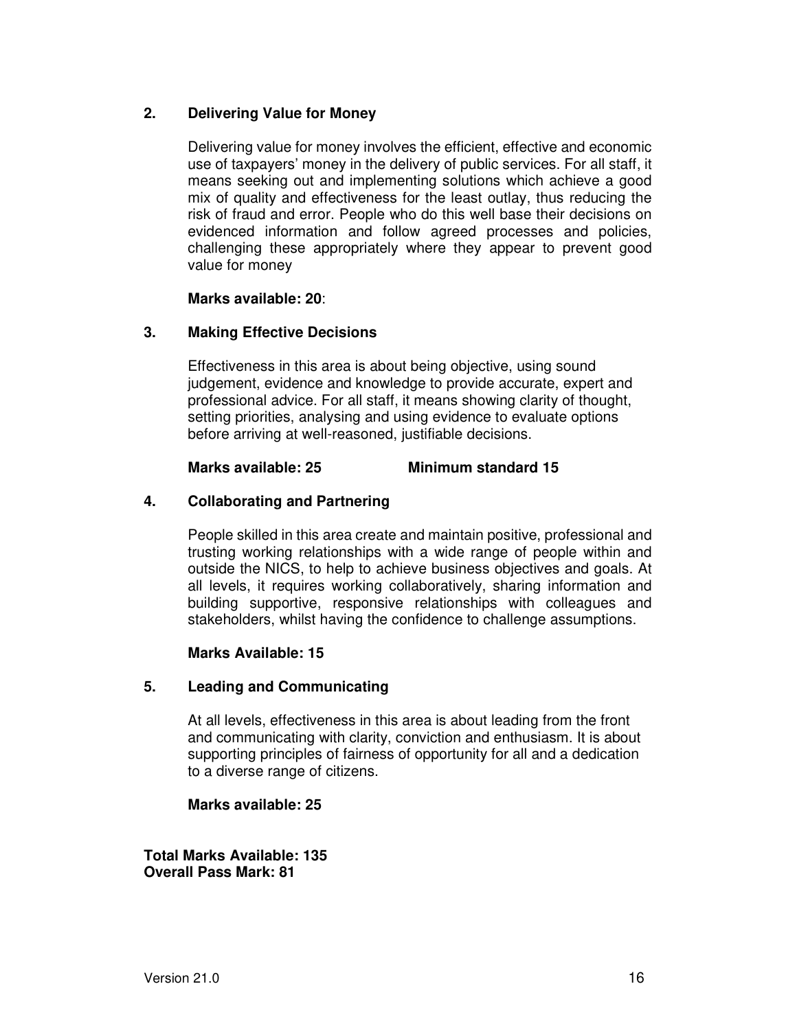## 2. Delivering Value for Money

Delivering value for money involves the efficient, effective and economic use of taxpayers' money in the delivery of public services. For all staff, it means seeking out and implementing solutions which achieve a good mix of quality and effectiveness for the least outlay, thus reducing the risk of fraud and error. People who do this well base their decisions on evidenced information and follow agreed processes and policies, challenging these appropriately where they appear to prevent good value for money

**Marks available: 20**:

## 3. Making Effective Decisions

Effectiveness in this area is about being objective, using sound judgement, evidence and knowledge to provide accurate, expert and professional advice. For all staff, it means showing clarity of thought, setting priorities, analysing and using evidence to evaluate options before arriving at well-reasoned, justifiable decisions.

**Marks available: 25** **Minimum standard 15**

## 4. Collaborating and Partnering

People skilled in this area create and maintain positive, professional and trusting working relationships with a wide range of people within and outside the NICS, to help to achieve business objectives and goals. At all levels, it requires working collaboratively, sharing information and building supportive, responsive relationships with colleagues and stakeholders, whilst having the confidence to challenge assumptions.

**Marks Available: 15**

## 5. Leading and Communicating

At all levels, effectiveness in this area is about leading from the front and communicating with clarity, conviction and enthusiasm. It is about supporting principles of fairness of opportunity for all and a dedication to a diverse range of citizens.

**Marks available: 25**

**Total Marks Available: 135**
**Overall Pass Mark: 81**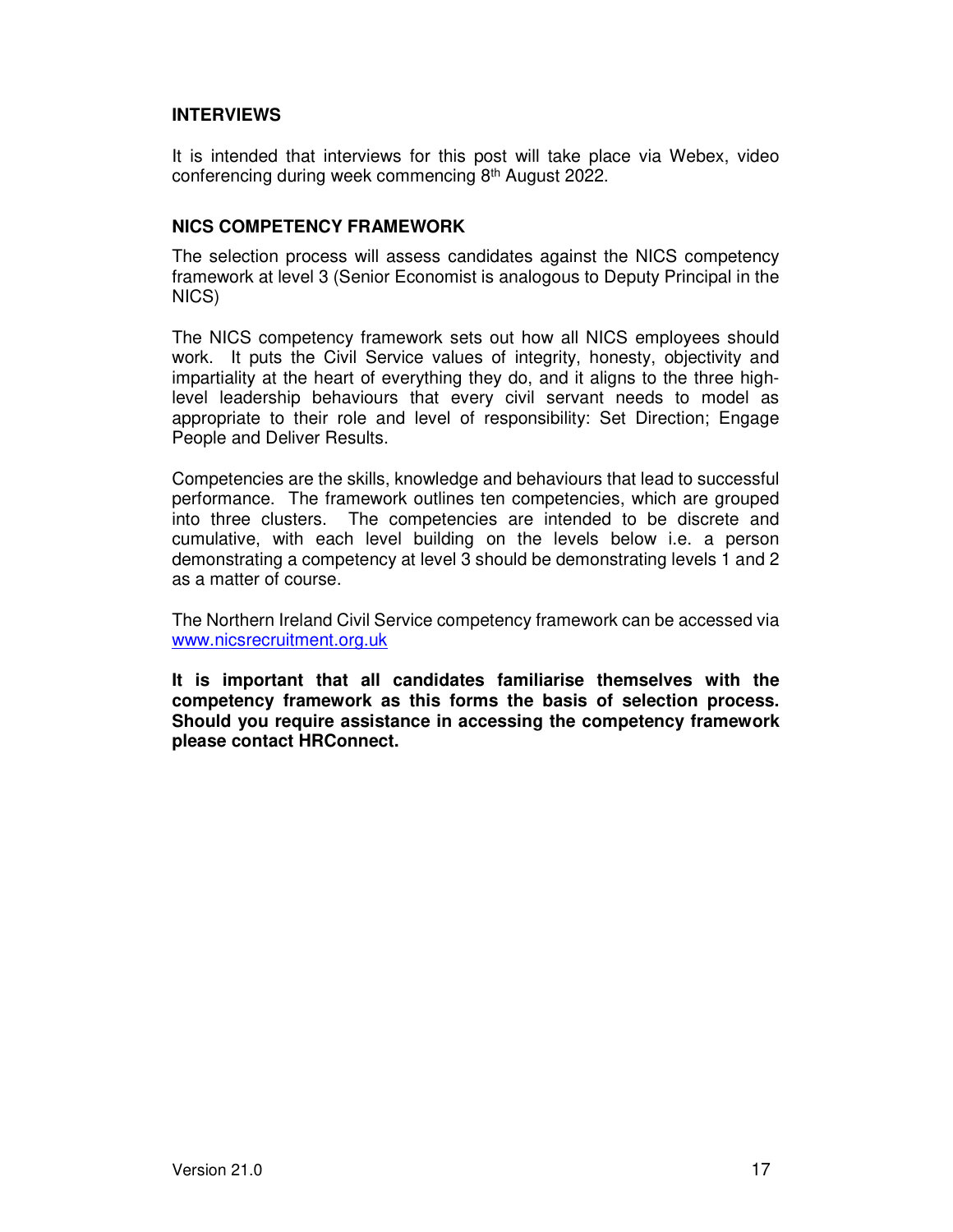**INTERVIEWS**

It is intended that interviews for this post will take place via Webex, video conferencing during week commencing 8th August 2022.

**NICS COMPETENCY FRAMEWORK**

The selection process will assess candidates against the NICS competency framework at level 3 (Senior Economist is analogous to Deputy Principal in the NICS)

The NICS competency framework sets out how all NICS employees should work. It puts the Civil Service values of integrity, honesty, objectivity and impartiality at the heart of everything they do, and it aligns to the three high-level leadership behaviours that every civil servant needs to model as appropriate to their role and level of responsibility: Set Direction; Engage People and Deliver Results.

Competencies are the skills, knowledge and behaviours that lead to successful performance. The framework outlines ten competencies, which are grouped into three clusters. The competencies are intended to be discrete and cumulative, with each level building on the levels below i.e. a person demonstrating a competency at level 3 should be demonstrating levels 1 and 2 as a matter of course.

The Northern Ireland Civil Service competency framework can be accessed via www.nicsrecruitment.org.uk

**It is important that all candidates familiarise themselves with the competency framework as this forms the basis of selection process. Should you require assistance in accessing the competency framework please contact HRConnect.**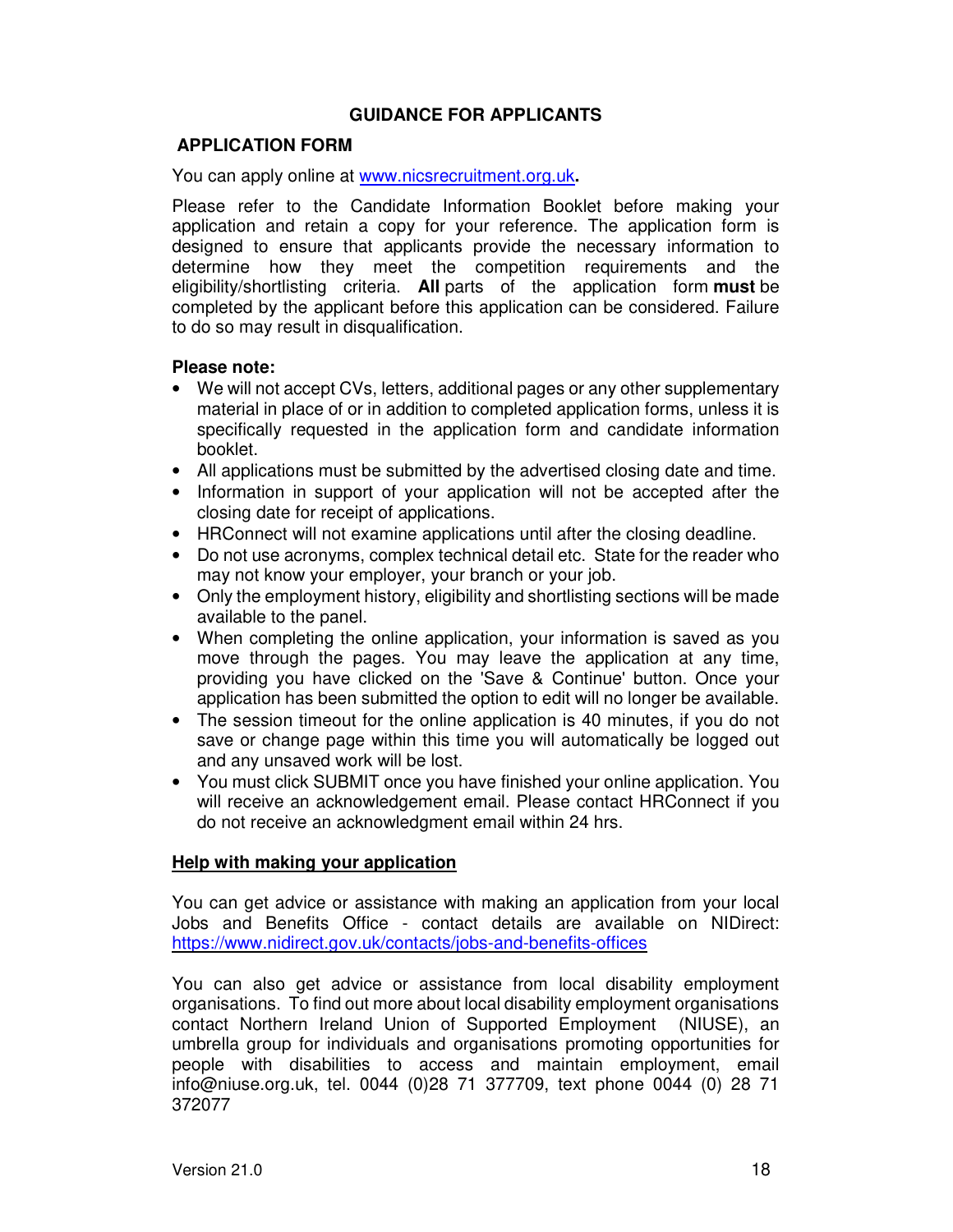# GUIDANCE FOR APPLICANTS

## APPLICATION FORM

You can apply online at www.nicsrecruitment.org.uk**.**

Please refer to the Candidate Information Booklet before making your application and retain a copy for your reference. The application form is designed to ensure that applicants provide the necessary information to determine how they meet the competition requirements and the eligibility/shortlisting criteria. **All** parts of the application form **must** be completed by the applicant before this application can be considered. Failure to do so may result in disqualification.

**Please note:**

- We will not accept CVs, letters, additional pages or any other supplementary material in place of or in addition to completed application forms, unless it is specifically requested in the application form and candidate information booklet.
- All applications must be submitted by the advertised closing date and time.
- Information in support of your application will not be accepted after the closing date for receipt of applications.
- HRConnect will not examine applications until after the closing deadline.
- Do not use acronyms, complex technical detail etc. State for the reader who may not know your employer, your branch or your job.
- Only the employment history, eligibility and shortlisting sections will be made available to the panel.
- When completing the online application, your information is saved as you move through the pages. You may leave the application at any time, providing you have clicked on the 'Save & Continue' button. Once your application has been submitted the option to edit will no longer be available.
- The session timeout for the online application is 40 minutes, if you do not save or change page within this time you will automatically be logged out and any unsaved work will be lost.
- You must click SUBMIT once you have finished your online application. You will receive an acknowledgement email. Please contact HRConnect if you do not receive an acknowledgment email within 24 hrs.

**Help with making your application**

You can get advice or assistance with making an application from your local Jobs and Benefits Office - contact details are available on NIDirect: https://www.nidirect.gov.uk/contacts/jobs-and-benefits-offices

You can also get advice or assistance from local disability employment organisations. To find out more about local disability employment organisations contact Northern Ireland Union of Supported Employment (NIUSE), an umbrella group for individuals and organisations promoting opportunities for people with disabilities to access and maintain employment, email info@niuse.org.uk, tel. 0044 (0)28 71 377709, text phone 0044 (0) 28 71 372077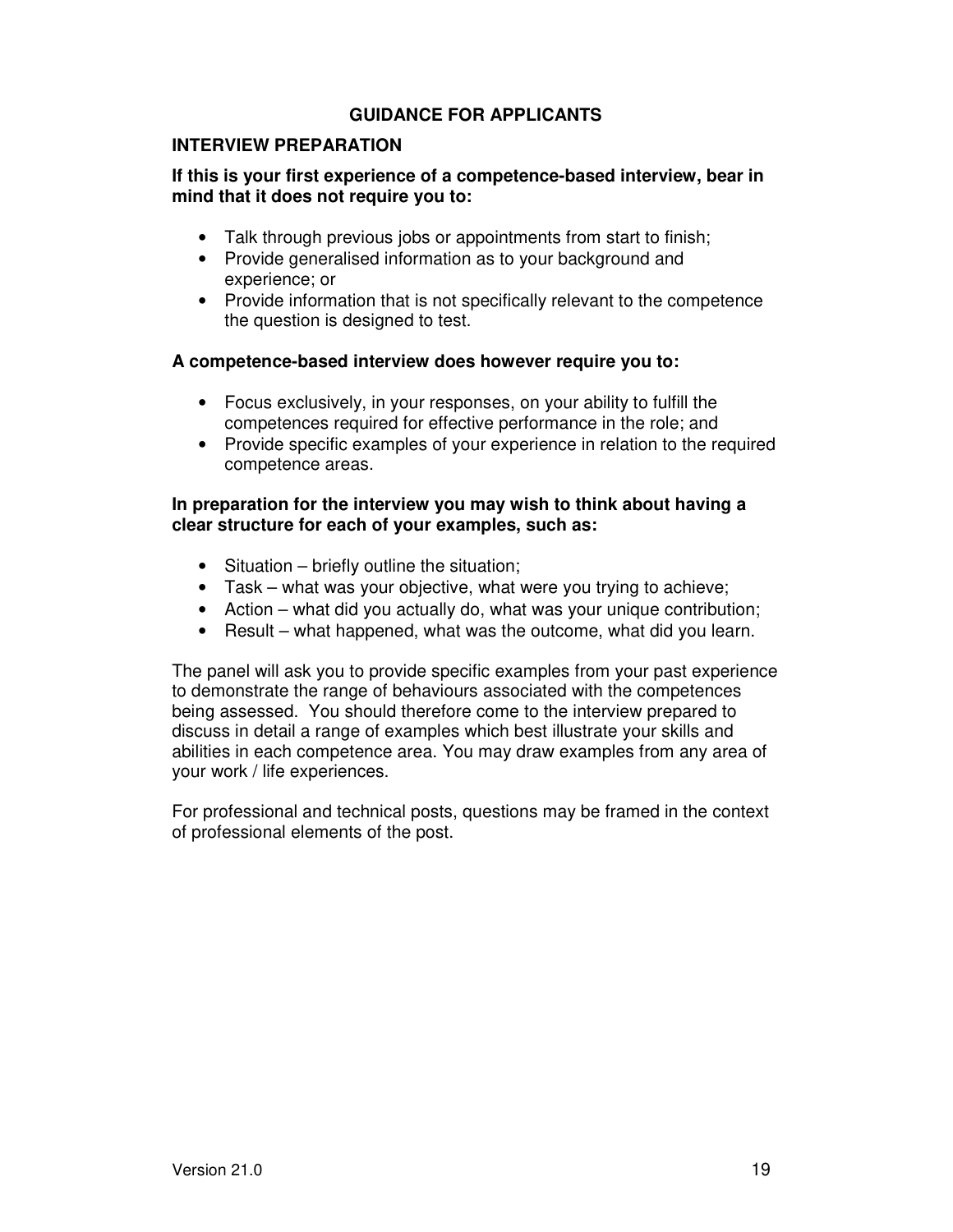## GUIDANCE FOR APPLICANTS

### INTERVIEW PREPARATION

**If this is your first experience of a competence-based interview, bear in mind that it does not require you to:**

- Talk through previous jobs or appointments from start to finish;
- Provide generalised information as to your background and experience; or
- Provide information that is not specifically relevant to the competence the question is designed to test.

**A competence-based interview does however require you to:**

- Focus exclusively, in your responses, on your ability to fulfill the competences required for effective performance in the role; and
- Provide specific examples of your experience in relation to the required competence areas.

**In preparation for the interview you may wish to think about having a clear structure for each of your examples, such as:**

- Situation – briefly outline the situation;
- Task – what was your objective, what were you trying to achieve;
- Action – what did you actually do, what was your unique contribution;
- Result – what happened, what was the outcome, what did you learn.

The panel will ask you to provide specific examples from your past experience to demonstrate the range of behaviours associated with the competences being assessed. You should therefore come to the interview prepared to discuss in detail a range of examples which best illustrate your skills and abilities in each competence area. You may draw examples from any area of your work / life experiences.

For professional and technical posts, questions may be framed in the context of professional elements of the post.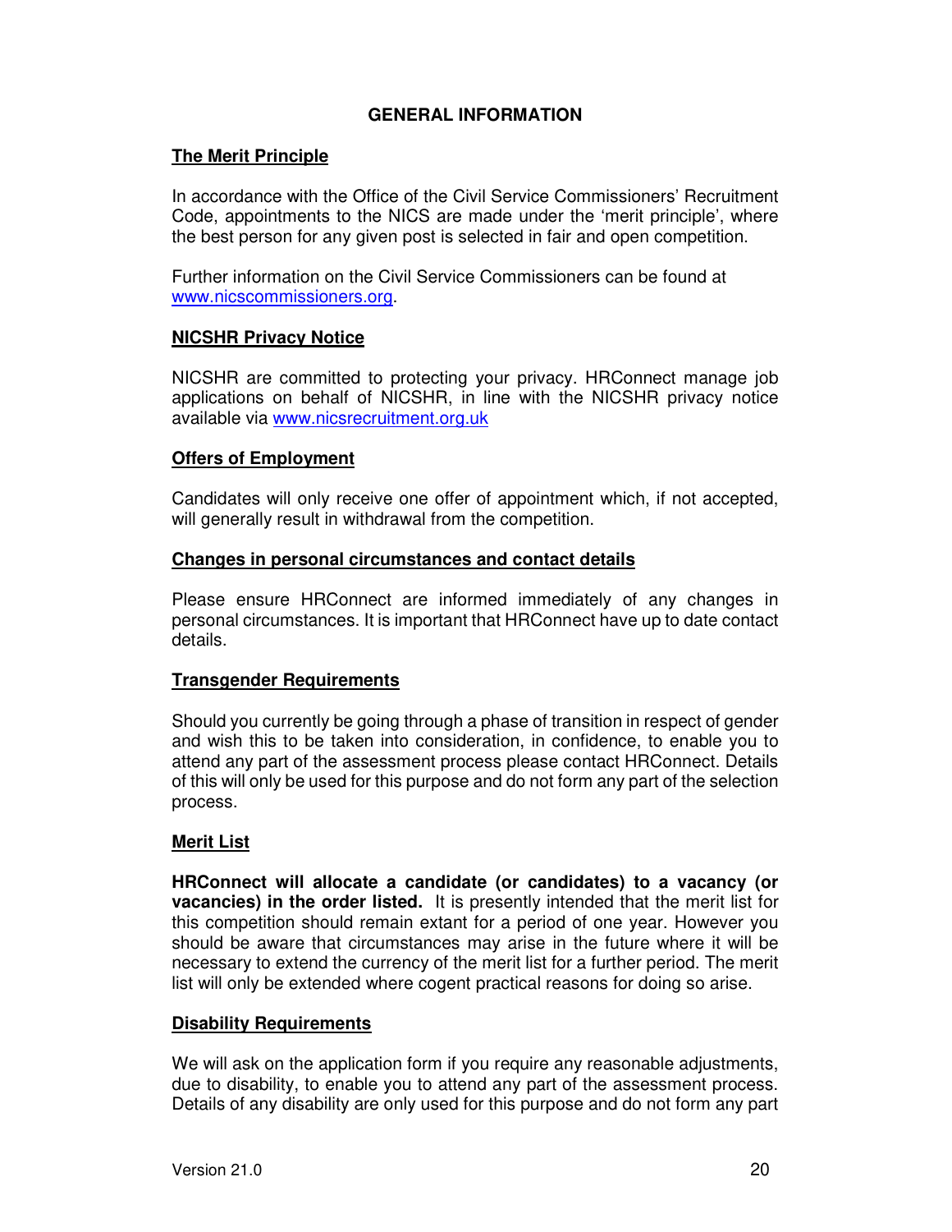# GENERAL INFORMATION

## The Merit Principle

In accordance with the Office of the Civil Service Commissioners' Recruitment Code, appointments to the NICS are made under the 'merit principle', where the best person for any given post is selected in fair and open competition.

Further information on the Civil Service Commissioners can be found at [www.nicscommissioners.org](www.nicscommissioners.org).

## NICSHR Privacy Notice

NICSHR are committed to protecting your privacy. HRConnect manage job applications on behalf of NICSHR, in line with the NICSHR privacy notice available via [www.nicsrecruitment.org.uk](www.nicsrecruitment.org.uk)

## Offers of Employment

Candidates will only receive one offer of appointment which, if not accepted, will generally result in withdrawal from the competition.

## Changes in personal circumstances and contact details

Please ensure HRConnect are informed immediately of any changes in personal circumstances. It is important that HRConnect have up to date contact details.

## Transgender Requirements

Should you currently be going through a phase of transition in respect of gender and wish this to be taken into consideration, in confidence, to enable you to attend any part of the assessment process please contact HRConnect. Details of this will only be used for this purpose and do not form any part of the selection process.

## Merit List

**HRConnect will allocate a candidate (or candidates) to a vacancy (or vacancies) in the order listed.** It is presently intended that the merit list for this competition should remain extant for a period of one year. However you should be aware that circumstances may arise in the future where it will be necessary to extend the currency of the merit list for a further period. The merit list will only be extended where cogent practical reasons for doing so arise.

## Disability Requirements

We will ask on the application form if you require any reasonable adjustments, due to disability, to enable you to attend any part of the assessment process. Details of any disability are only used for this purpose and do not form any part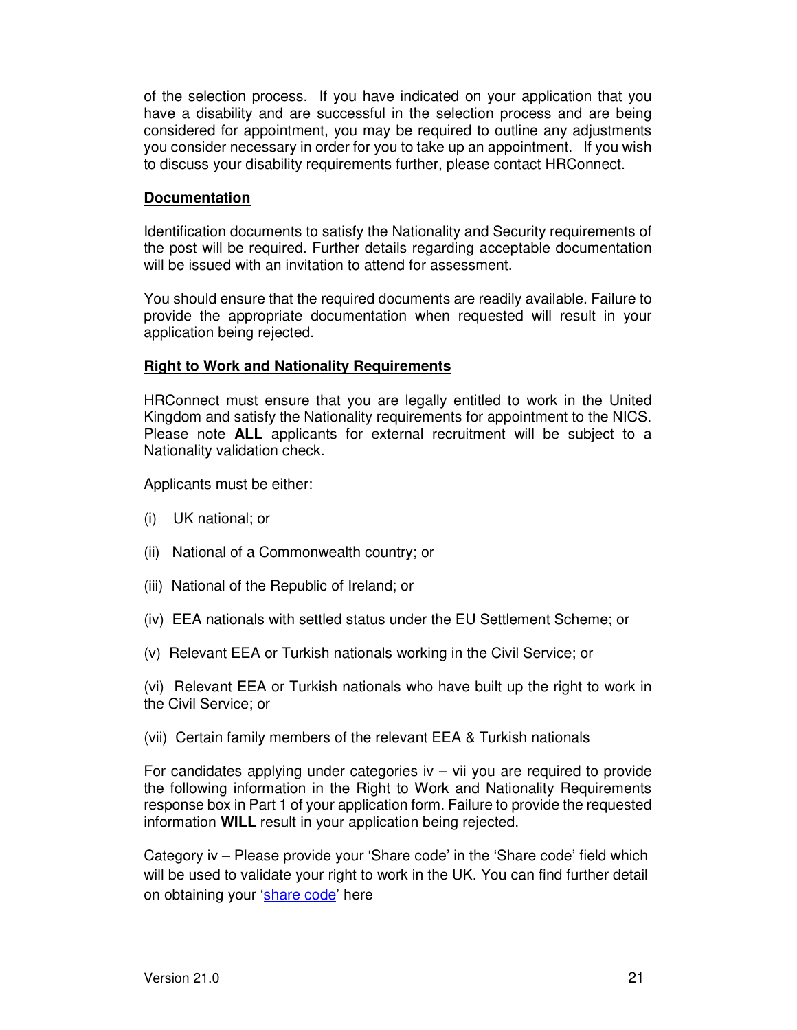of the selection process. If you have indicated on your application that you have a disability and are successful in the selection process and are being considered for appointment, you may be required to outline any adjustments you consider necessary in order for you to take up an appointment. If you wish to discuss your disability requirements further, please contact HRConnect.

**Documentation**

Identification documents to satisfy the Nationality and Security requirements of the post will be required. Further details regarding acceptable documentation will be issued with an invitation to attend for assessment.

You should ensure that the required documents are readily available. Failure to provide the appropriate documentation when requested will result in your application being rejected.

**Right to Work and Nationality Requirements**

HRConnect must ensure that you are legally entitled to work in the United Kingdom and satisfy the Nationality requirements for appointment to the NICS. Please note **ALL** applicants for external recruitment will be subject to a Nationality validation check.

Applicants must be either:

(i) UK national; or

(ii) National of a Commonwealth country; or

(iii) National of the Republic of Ireland; or

(iv) EEA nationals with settled status under the EU Settlement Scheme; or

(v) Relevant EEA or Turkish nationals working in the Civil Service; or

(vi) Relevant EEA or Turkish nationals who have built up the right to work in the Civil Service; or

(vii) Certain family members of the relevant EEA & Turkish nationals

For candidates applying under categories iv – vii you are required to provide the following information in the Right to Work and Nationality Requirements response box in Part 1 of your application form. Failure to provide the requested information **WILL** result in your application being rejected.

Category iv – Please provide your 'Share code' in the 'Share code' field which will be used to validate your right to work in the UK. You can find further detail on obtaining your 'share code' here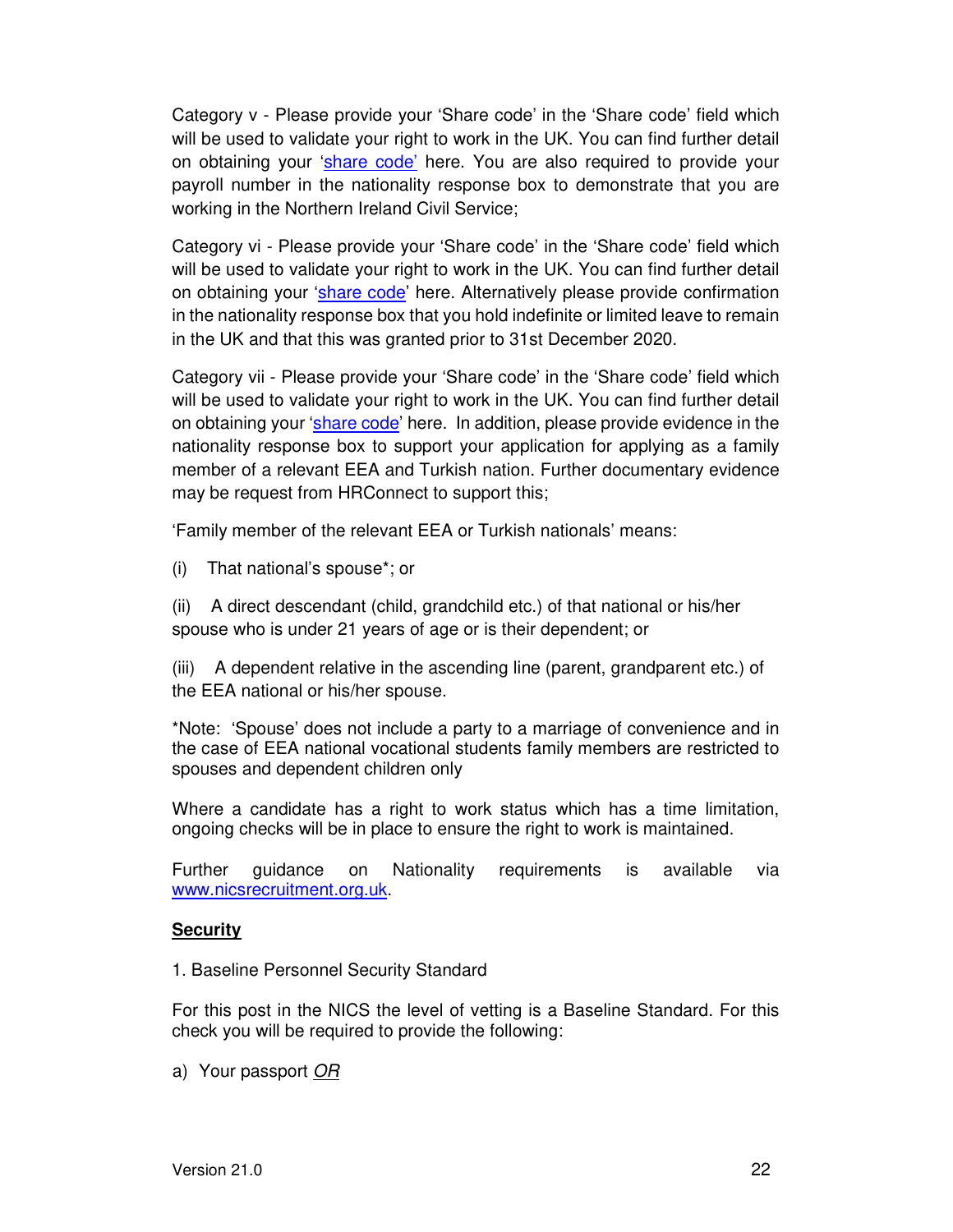Category v - Please provide your 'Share code' in the 'Share code' field which will be used to validate your right to work in the UK. You can find further detail on obtaining your 'share code' here. You are also required to provide your payroll number in the nationality response box to demonstrate that you are working in the Northern Ireland Civil Service;

Category vi - Please provide your 'Share code' in the 'Share code' field which will be used to validate your right to work in the UK. You can find further detail on obtaining your 'share code' here. Alternatively please provide confirmation in the nationality response box that you hold indefinite or limited leave to remain in the UK and that this was granted prior to 31st December 2020.

Category vii - Please provide your 'Share code' in the 'Share code' field which will be used to validate your right to work in the UK. You can find further detail on obtaining your 'share code' here. In addition, please provide evidence in the nationality response box to support your application for applying as a family member of a relevant EEA and Turkish nation. Further documentary evidence may be request from HRConnect to support this;

'Family member of the relevant EEA or Turkish nationals' means:

(i) That national's spouse*; or

(ii) A direct descendant (child, grandchild etc.) of that national or his/her spouse who is under 21 years of age or is their dependent; or

(iii) A dependent relative in the ascending line (parent, grandparent etc.) of the EEA national or his/her spouse.

*Note: 'Spouse' does not include a party to a marriage of convenience and in the case of EEA national vocational students family members are restricted to spouses and dependent children only

Where a candidate has a right to work status which has a time limitation, ongoing checks will be in place to ensure the right to work is maintained.

Further guidance on Nationality requirements is available via www.nicsrecruitment.org.uk.

## Security

1. Baseline Personnel Security Standard

For this post in the NICS the level of vetting is a Baseline Standard. For this check you will be required to provide the following:

a) Your passport *OR*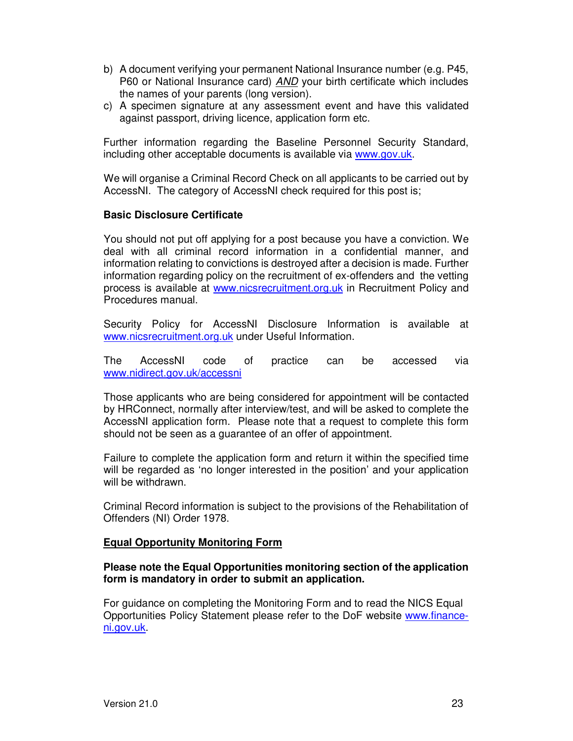b) A document verifying your permanent National Insurance number (e.g. P45, P60 or National Insurance card) *AND* your birth certificate which includes the names of your parents (long version).
c) A specimen signature at any assessment event and have this validated against passport, driving licence, application form etc.

Further information regarding the Baseline Personnel Security Standard, including other acceptable documents is available via www.gov.uk.

We will organise a Criminal Record Check on all applicants to be carried out by AccessNI. The category of AccessNI check required for this post is;

**Basic Disclosure Certificate**

You should not put off applying for a post because you have a conviction. We deal with all criminal record information in a confidential manner, and information relating to convictions is destroyed after a decision is made. Further information regarding policy on the recruitment of ex-offenders and the vetting process is available at www.nicsrecruitment.org.uk in Recruitment Policy and Procedures manual.

Security Policy for AccessNI Disclosure Information is available at www.nicsrecruitment.org.uk under Useful Information.

The AccessNI code of practice can be accessed via www.nidirect.gov.uk/accessni

Those applicants who are being considered for appointment will be contacted by HRConnect, normally after interview/test, and will be asked to complete the AccessNI application form. Please note that a request to complete this form should not be seen as a guarantee of an offer of appointment.

Failure to complete the application form and return it within the specified time will be regarded as 'no longer interested in the position' and your application will be withdrawn.

Criminal Record information is subject to the provisions of the Rehabilitation of Offenders (NI) Order 1978.

## Equal Opportunity Monitoring Form

**Please note the Equal Opportunities monitoring section of the application form is mandatory in order to submit an application.**

For guidance on completing the Monitoring Form and to read the NICS Equal Opportunities Policy Statement please refer to the DoF website www.finance-ni.gov.uk.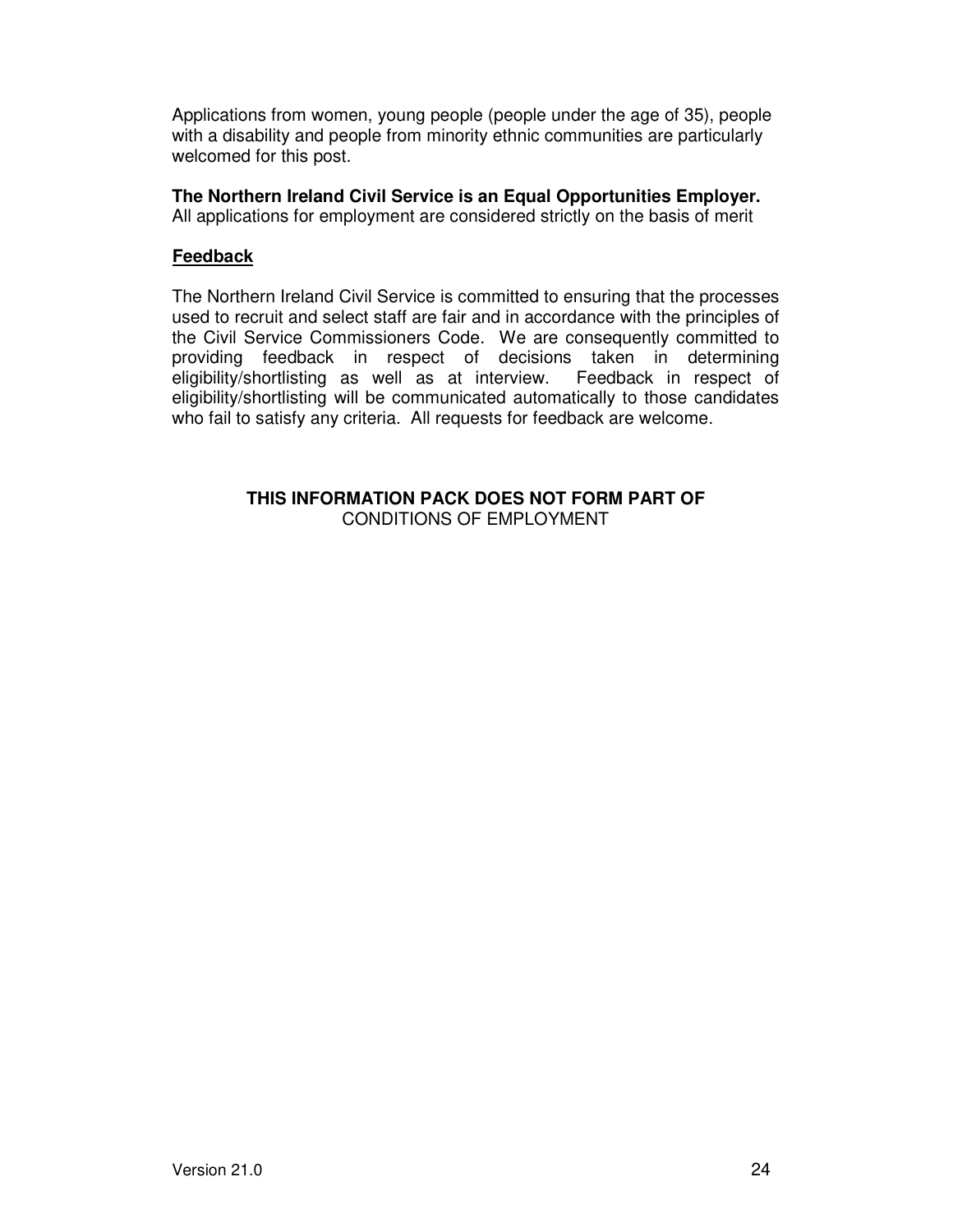Applications from women, young people (people under the age of 35), people with a disability and people from minority ethnic communities are particularly welcomed for this post.

**The Northern Ireland Civil Service is an Equal Opportunities Employer.**
All applications for employment are considered strictly on the basis of merit

## Feedback

The Northern Ireland Civil Service is committed to ensuring that the processes used to recruit and select staff are fair and in accordance with the principles of the Civil Service Commissioners Code. We are consequently committed to providing feedback in respect of decisions taken in determining eligibility/shortlisting as well as at interview. Feedback in respect of eligibility/shortlisting will be communicated automatically to those candidates who fail to satisfy any criteria. All requests for feedback are welcome.

**THIS INFORMATION PACK DOES NOT FORM PART OF**
CONDITIONS OF EMPLOYMENT